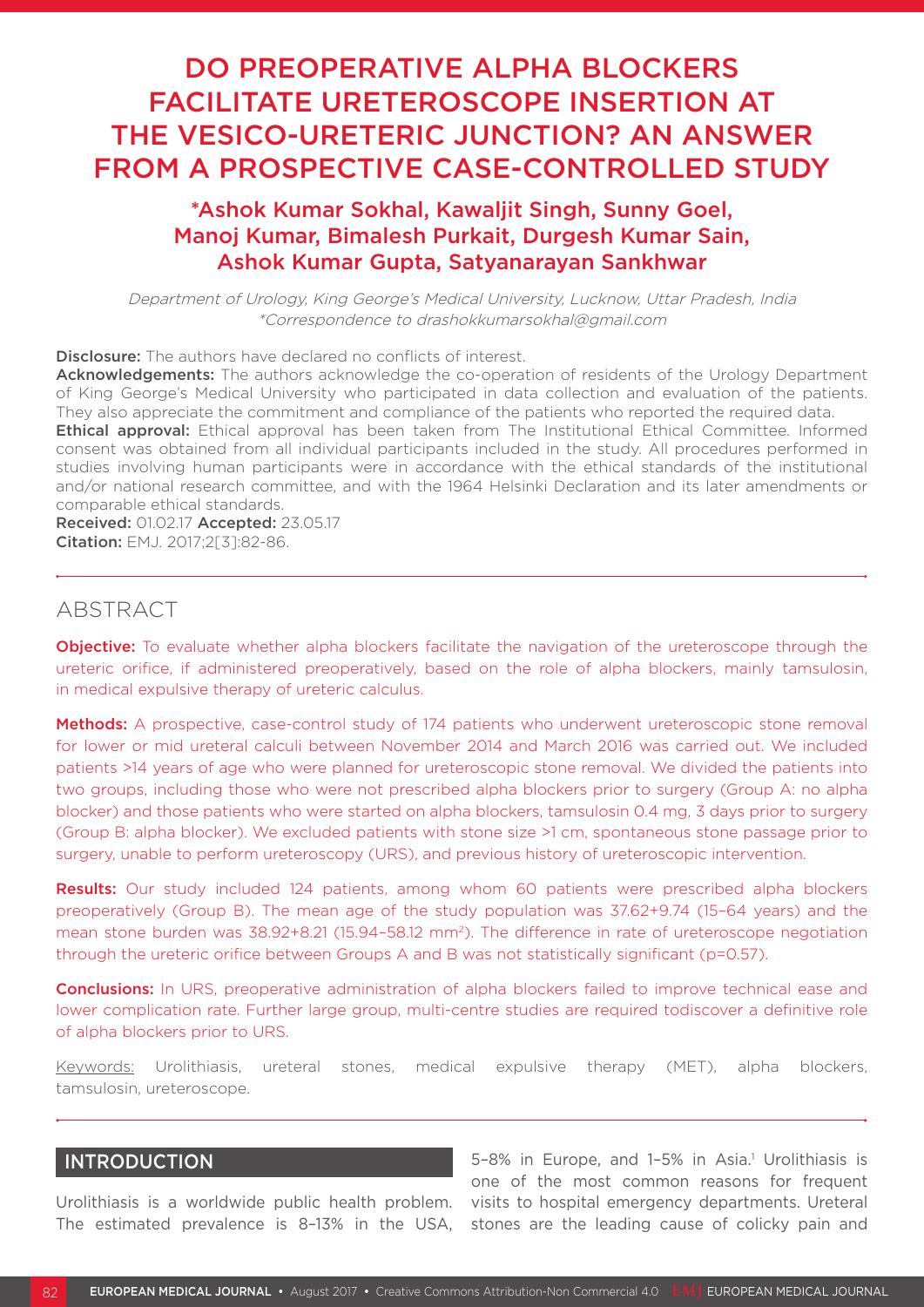# DO PREOPERATIVE ALPHA BLOCKERS FACILITATE URETEROSCOPE INSERTION AT THE VESICO-URETERIC JUNCTION? AN ANSWER FROM A PROSPECTIVE CASE-CONTROLLED STUDY

**\*Ashok Kumar Sokhal, Kawaljit Singh, Sunny Goel, Manoj Kumar, Bimalesh Purkait, Durgesh Kumar Sain, Ashok Kumar Gupta, Satyanarayan Sankhwar**

*Department of Urology, King George's Medical University, Lucknow, Uttar Pradesh, India*
*\*Correspondence to drashokkumarsokhal@gmail.com*

**Disclosure:** The authors have declared no conflicts of interest.
**Acknowledgements:** The authors acknowledge the co-operation of residents of the Urology Department of King George's Medical University who participated in data collection and evaluation of the patients. They also appreciate the commitment and compliance of the patients who reported the required data.
**Ethical approval:** Ethical approval has been taken from The Institutional Ethical Committee. Informed consent was obtained from all individual participants included in the study. All procedures performed in studies involving human participants were in accordance with the ethical standards of the institutional and/or national research committee, and with the 1964 Helsinki Declaration and its later amendments or comparable ethical standards.
**Received:** 01.02.17 **Accepted:** 23.05.17
**Citation:** EMJ. 2017;2[3]:82-86.

## ABSTRACT

**Objective:** To evaluate whether alpha blockers facilitate the navigation of the ureteroscope through the ureteric orifice, if administered preoperatively, based on the role of alpha blockers, mainly tamsulosin, in medical expulsive therapy of ureteric calculus.

**Methods:** A prospective, case-control study of 174 patients who underwent ureteroscopic stone removal for lower or mid ureteral calculi between November 2014 and March 2016 was carried out. We included patients >14 years of age who were planned for ureteroscopic stone removal. We divided the patients into two groups, including those who were not prescribed alpha blockers prior to surgery (Group A: no alpha blocker) and those patients who were started on alpha blockers, tamsulosin 0.4 mg, 3 days prior to surgery (Group B: alpha blocker). We excluded patients with stone size >1 cm, spontaneous stone passage prior to surgery, unable to perform ureteroscopy (URS), and previous history of ureteroscopic intervention.

**Results:** Our study included 124 patients, among whom 60 patients were prescribed alpha blockers preoperatively (Group B). The mean age of the study population was 37.62+9.74 (15–64 years) and the mean stone burden was 38.92+8.21 (15.94–58.12 $mm^2$). The difference in rate of ureteroscope negotiation through the ureteric orifice between Groups A and B was not statistically significant ($p=0.57$).

**Conclusions:** In URS, preoperative administration of alpha blockers failed to improve technical ease and lower complication rate. Further large group, multi-centre studies are required todiscover a definitive role of alpha blockers prior to URS.

Keywords: Urolithiasis, ureteral stones, medical expulsive therapy (MET), alpha blockers, tamsulosin, ureteroscope.

## INTRODUCTION

Urolithiasis is a worldwide public health problem. The estimated prevalence is 8–13% in the USA, 5–8% in Europe, and 1–5% in Asia.[1] Urolithiasis is one of the most common reasons for frequent visits to hospital emergency departments. Ureteral stones are the leading cause of colicky pain and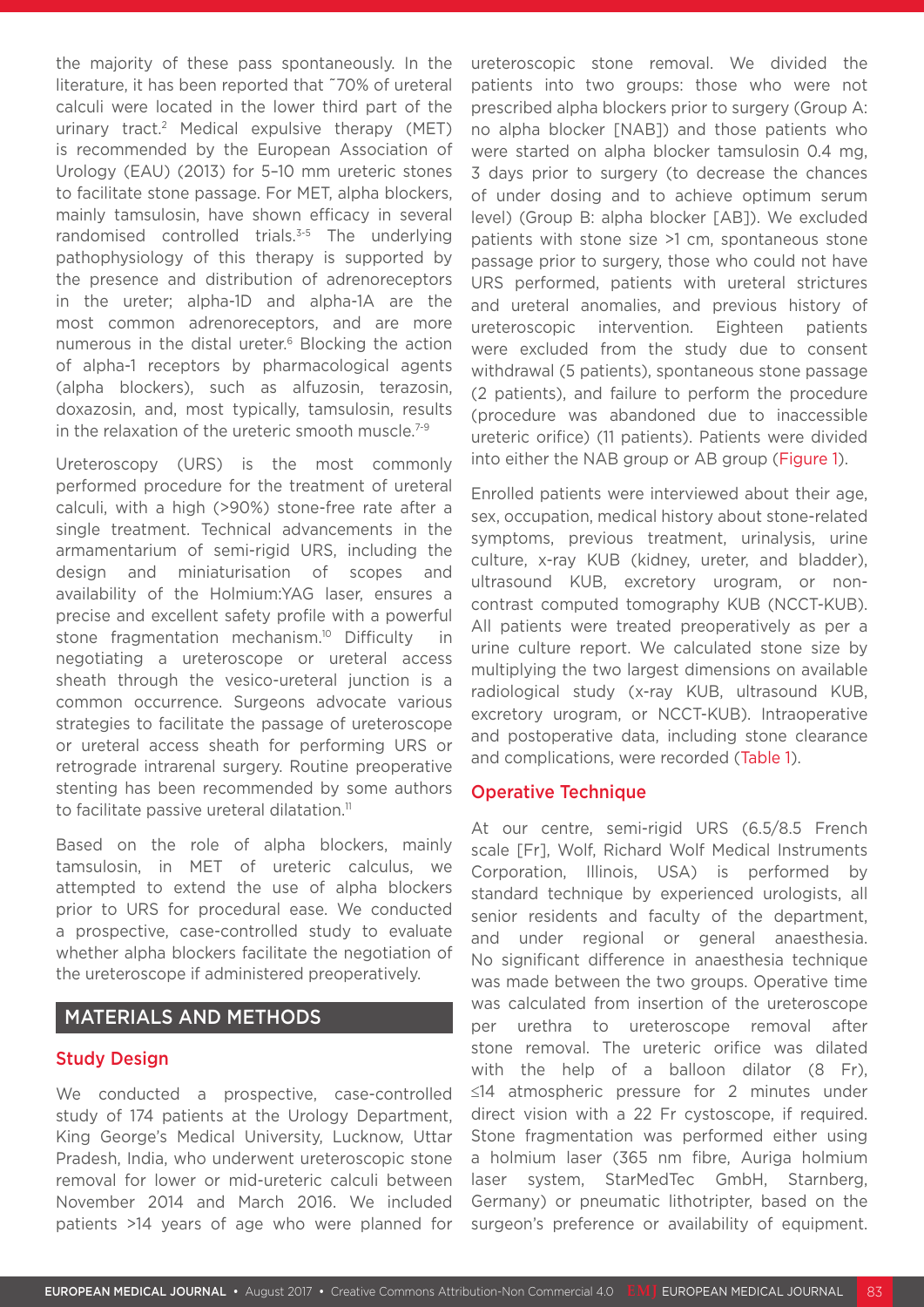the majority of these pass spontaneously. In the literature, it has been reported that ˜70% of ureteral calculi were located in the lower third part of the urinary tract.[2] Medical expulsive therapy (MET) is recommended by the European Association of Urology (EAU) (2013) for 5–10 mm ureteric stones to facilitate stone passage. For MET, alpha blockers, mainly tamsulosin, have shown efficacy in several randomised controlled trials.[3-5] The underlying pathophysiology of this therapy is supported by the presence and distribution of adrenoreceptors in the ureter; alpha-1D and alpha-1A are the most common adrenoreceptors, and are more numerous in the distal ureter.[6] Blocking the action of alpha-1 receptors by pharmacological agents (alpha blockers), such as alfuzosin, terazosin, doxazosin, and, most typically, tamsulosin, results in the relaxation of the ureteric smooth muscle.[7-9]

Ureteroscopy (URS) is the most commonly performed procedure for the treatment of ureteral calculi, with a high (>90%) stone-free rate after a single treatment. Technical advancements in the armamentarium of semi-rigid URS, including the design and miniaturisation of scopes and availability of the Holmium:YAG laser, ensures a precise and excellent safety profile with a powerful stone fragmentation mechanism.[10] Difficulty in negotiating a ureteroscope or ureteral access sheath through the vesico-ureteral junction is a common occurrence. Surgeons advocate various strategies to facilitate the passage of ureteroscope or ureteral access sheath for performing URS or retrograde intrarenal surgery. Routine preoperative stenting has been recommended by some authors to facilitate passive ureteral dilatation.[11]

Based on the role of alpha blockers, mainly tamsulosin, in MET of ureteric calculus, we attempted to extend the use of alpha blockers prior to URS for procedural ease. We conducted a prospective, case-controlled study to evaluate whether alpha blockers facilitate the negotiation of the ureteroscope if administered preoperatively.

## MATERIALS AND METHODS

### Study Design

We conducted a prospective, case-controlled study of 174 patients at the Urology Department, King George's Medical University, Lucknow, Uttar Pradesh, India, who underwent ureteroscopic stone removal for lower or mid-ureteric calculi between November 2014 and March 2016. We included patients >14 years of age who were planned for ureteroscopic stone removal. We divided the patients into two groups: those who were not prescribed alpha blockers prior to surgery (Group A: no alpha blocker [NAB]) and those patients who were started on alpha blocker tamsulosin 0.4 mg, 3 days prior to surgery (to decrease the chances of under dosing and to achieve optimum serum level) (Group B: alpha blocker [AB]). We excluded patients with stone size >1 cm, spontaneous stone passage prior to surgery, those who could not have URS performed, patients with ureteral strictures and ureteral anomalies, and previous history of ureteroscopic intervention. Eighteen patients were excluded from the study due to consent withdrawal (5 patients), spontaneous stone passage (2 patients), and failure to perform the procedure (procedure was abandoned due to inaccessible ureteric orifice) (11 patients). Patients were divided into either the NAB group or AB group (Figure 1).

Enrolled patients were interviewed about their age, sex, occupation, medical history about stone-related symptoms, previous treatment, urinalysis, urine culture, x-ray KUB (kidney, ureter, and bladder), ultrasound KUB, excretory urogram, or non-contrast computed tomography KUB (NCCT-KUB). All patients were treated preoperatively as per a urine culture report. We calculated stone size by multiplying the two largest dimensions on available radiological study (x-ray KUB, ultrasound KUB, excretory urogram, or NCCT-KUB). Intraoperative and postoperative data, including stone clearance and complications, were recorded (Table 1).

### Operative Technique

At our centre, semi-rigid URS (6.5/8.5 French scale [Fr], Wolf, Richard Wolf Medical Instruments Corporation, Illinois, USA) is performed by standard technique by experienced urologists, all senior residents and faculty of the department, and under regional or general anaesthesia. No significant difference in anaesthesia technique was made between the two groups. Operative time was calculated from insertion of the ureteroscope per urethra to ureteroscope removal after stone removal. The ureteric orifice was dilated with the help of a balloon dilator (8 Fr), ≤14 atmospheric pressure for 2 minutes under direct vision with a 22 Fr cystoscope, if required. Stone fragmentation was performed either using a holmium laser (365 nm fibre, Auriga holmium laser system, StarMedTec GmbH, Starnberg, Germany) or pneumatic lithotripter, based on the surgeon's preference or availability of equipment.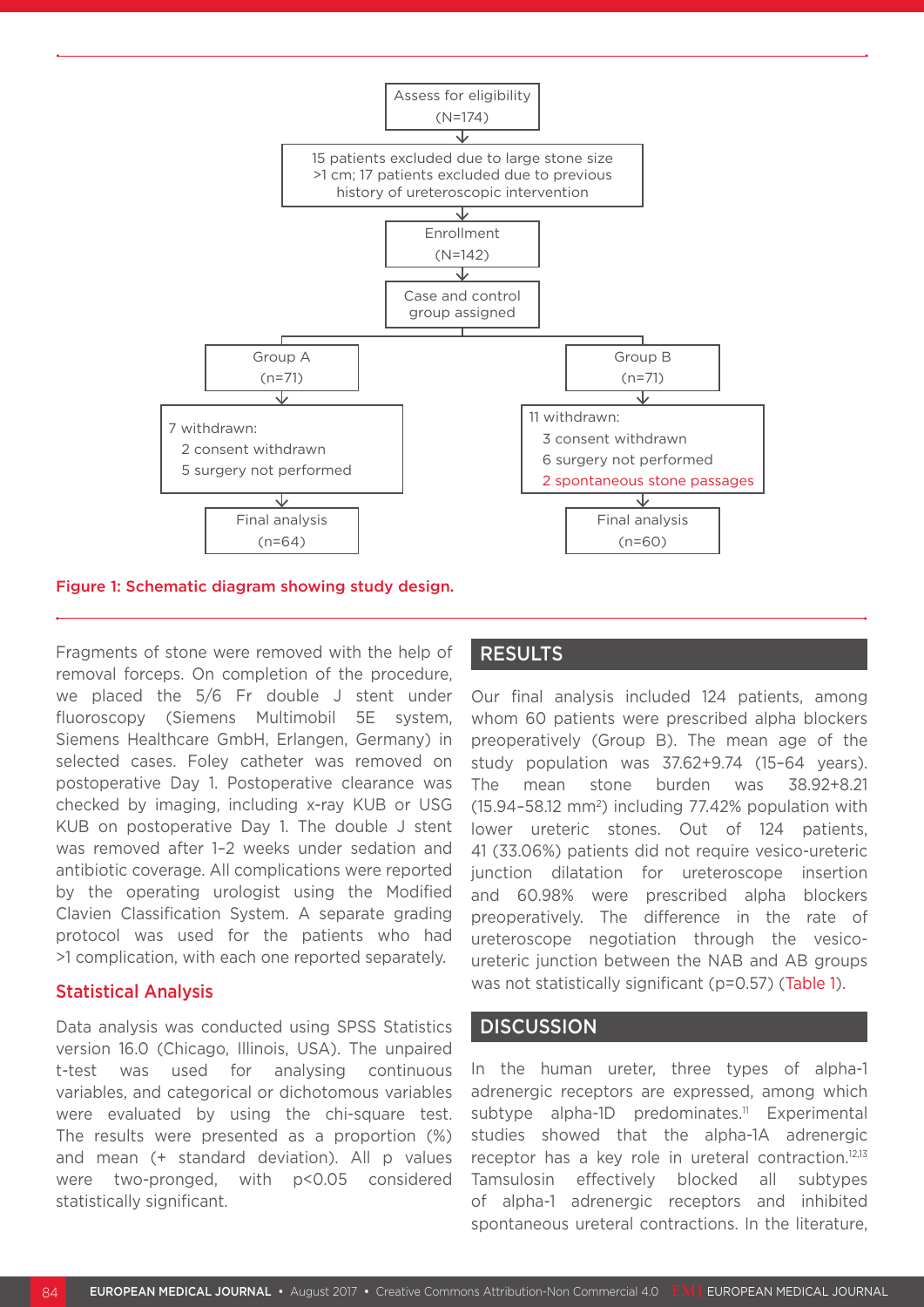Assess for eligibility (N=174)

15 patients excluded due to large stone size >1 cm; 17 patients excluded due to previous history of ureteroscopic intervention

Enrollment (N=142)

Case and control group assigned

Group A (n=71)

7 withdrawn:
- 2 consent withdrawn
- 5 surgery not performed

Final analysis (n=64)

Group B (n=71)

11 withdrawn:
- 3 consent withdrawn
- 6 surgery not performed
- 2 spontaneous stone passages

Final analysis (n=60)

**Figure 1: Schematic diagram showing study design.**

Fragments of stone were removed with the help of removal forceps. On completion of the procedure, we placed the 5/6 Fr double J stent under fluoroscopy (Siemens Multimobil 5E system, Siemens Healthcare GmbH, Erlangen, Germany) in selected cases. Foley catheter was removed on postoperative Day 1. Postoperative clearance was checked by imaging, including x-ray KUB or USG KUB on postoperative Day 1. The double J stent was removed after 1–2 weeks under sedation and antibiotic coverage. All complications were reported by the operating urologist using the Modified Clavien Classification System. A separate grading protocol was used for the patients who had >1 complication, with each one reported separately.

### Statistical Analysis

Data analysis was conducted using SPSS Statistics version 16.0 (Chicago, Illinois, USA). The unpaired t-test was used for analysing continuous variables, and categorical or dichotomous variables were evaluated by using the chi-square test. The results were presented as a proportion (%) and mean (+ standard deviation). All p values were two-pronged, with $p<0.05$ considered statistically significant.

## RESULTS

Our final analysis included 124 patients, among whom 60 patients were prescribed alpha blockers preoperatively (Group B). The mean age of the study population was 37.62+9.74 (15–64 years). The mean stone burden was 38.92+8.21 (15.94–58.12 $mm^2$) including 77.42% population with lower ureteric stones. Out of 124 patients, 41 (33.06%) patients did not require vesico-ureteric junction dilatation for ureteroscope insertion and 60.98% were prescribed alpha blockers preoperatively. The difference in the rate of ureteroscope negotiation through the vesico-ureteric junction between the NAB and AB groups was not statistically significant ($p=0.57$) (Table 1).

## DISCUSSION

In the human ureter, three types of alpha-1 adrenergic receptors are expressed, among which subtype alpha-1D predominates.[11] Experimental studies showed that the alpha-1A adrenergic receptor has a key role in ureteral contraction.[12,13] Tamsulosin effectively blocked all subtypes of alpha-1 adrenergic receptors and inhibited spontaneous ureteral contractions. In the literature,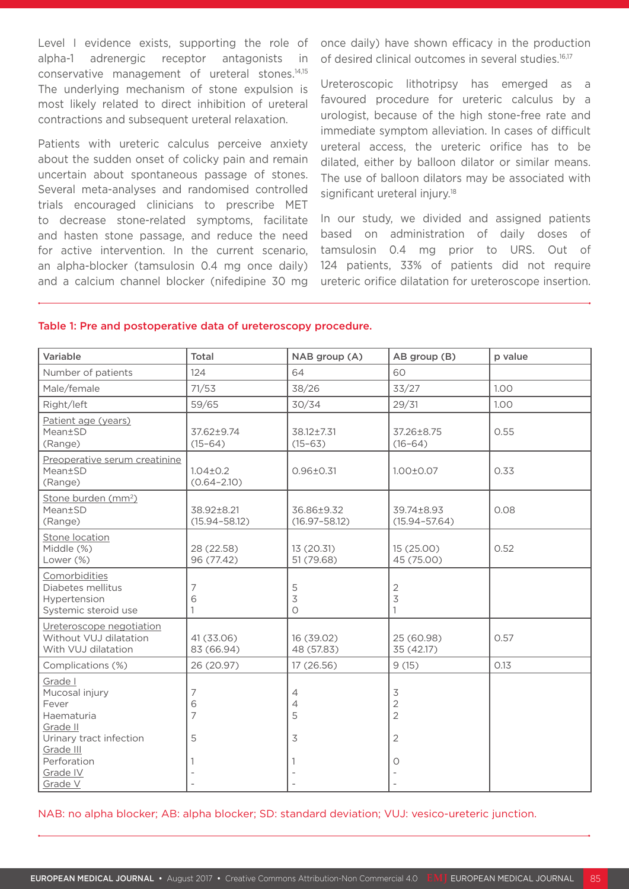Level I evidence exists, supporting the role of alpha-1 adrenergic receptor antagonists in conservative management of ureteral stones.[14,15] The underlying mechanism of stone expulsion is most likely related to direct inhibition of ureteral contractions and subsequent ureteral relaxation.

Patients with ureteric calculus perceive anxiety about the sudden onset of colicky pain and remain uncertain about spontaneous passage of stones. Several meta-analyses and randomised controlled trials encouraged clinicians to prescribe MET to decrease stone-related symptoms, facilitate and hasten stone passage, and reduce the need for active intervention. In the current scenario, an alpha-blocker (tamsulosin 0.4 mg once daily) and a calcium channel blocker (nifedipine 30 mg once daily) have shown efficacy in the production of desired clinical outcomes in several studies.[16,17]

Ureteroscopic lithotripsy has emerged as a favoured procedure for ureteric calculus by a urologist, because of the high stone-free rate and immediate symptom alleviation. In cases of difficult ureteral access, the ureteric orifice has to be dilated, either by balloon dilator or similar means. The use of balloon dilators may be associated with significant ureteral injury.[18]

In our study, we divided and assigned patients based on administration of daily doses of tamsulosin 0.4 mg prior to URS. Out of 124 patients, 33% of patients did not require ureteric orifice dilatation for ureteroscope insertion.

**Table 1: Pre and postoperative data of ureteroscopy procedure.**

| Variable | Total | NAB group (A) | AB group (B) | p value |
|---|---|---|---|---|
| Number of patients | 124 | 64 | 60 | |
| Male/female | 71/53 | 38/26 | 33/27 | 1.00 |
| Right/left | 59/65 | 30/34 | 29/31 | 1.00 |
| Patient age (years)<br>Mean±SD<br>(Range) | 37.62±9.74<br>(15–64) | 38.12±7.31<br>(15–63) | 37.26±8.75<br>(16–64) | 0.55 |
| Preoperative serum creatinine<br>Mean±SD<br>(Range) | 1.04±0.2<br>(0.64–2.10) | 0.96±0.31 | 1.00±0.07 | 0.33 |
| Stone burden (mm²)<br>Mean±SD<br>(Range) | 38.92±8.21<br>(15.94–58.12) | 36.86±9.32<br>(16.97–58.12) | 39.74±8.93<br>(15.94–57.64) | 0.08 |
| Stone location<br>Middle (%)<br>Lower (%) | 28 (22.58)<br>96 (77.42) | 13 (20.31)<br>51 (79.68) | 15 (25.00)<br>45 (75.00) | 0.52 |
| Comorbidities<br>Diabetes mellitus<br>Hypertension<br>Systemic steroid use | 7<br>6<br>1 | 5<br>3<br>0 | 2<br>3<br>1 | |
| Ureteroscope negotiation<br>Without VUJ dilatation<br>With VUJ dilatation | 41 (33.06)<br>83 (66.94) | 16 (39.02)<br>48 (57.83) | 25 (60.98)<br>35 (42.17) | 0.57 |
| Complications (%) | 26 (20.97) | 17 (26.56) | 9 (15) | 0.13 |
| Grade I<br>Mucosal injury<br>Fever<br>Haematuria<br>Grade II<br>Urinary tract infection<br>Grade III<br>Perforation<br>Grade IV<br>Grade V | <br>7<br>6<br>7<br><br>5<br><br>1<br>-<br>- | <br>4<br>4<br>5<br><br>3<br><br>1<br>-<br>- | <br>3<br>2<br>2<br><br>2<br><br>0<br>-<br>- | |

NAB: no alpha blocker; AB: alpha blocker; SD: standard deviation; VUJ: vesico-ureteric junction.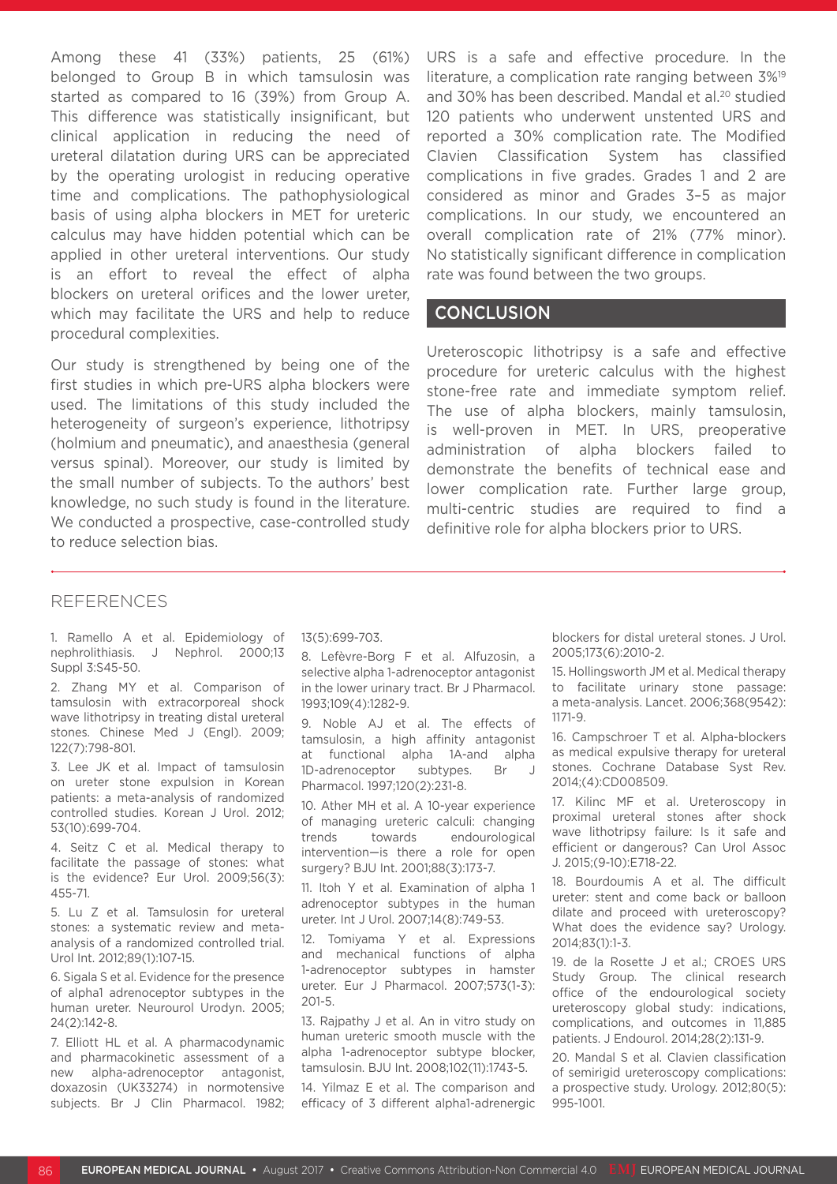Among these 41 (33%) patients, 25 (61%) belonged to Group B in which tamsulosin was started as compared to 16 (39%) from Group A. This difference was statistically insignificant, but clinical application in reducing the need of ureteral dilatation during URS can be appreciated by the operating urologist in reducing operative time and complications. The pathophysiological basis of using alpha blockers in MET for ureteric calculus may have hidden potential which can be applied in other ureteral interventions. Our study is an effort to reveal the effect of alpha blockers on ureteral orifices and the lower ureter, which may facilitate the URS and help to reduce procedural complexities.

Our study is strengthened by being one of the first studies in which pre-URS alpha blockers were used. The limitations of this study included the heterogeneity of surgeon's experience, lithotripsy (holmium and pneumatic), and anaesthesia (general versus spinal). Moreover, our study is limited by the small number of subjects. To the authors' best knowledge, no such study is found in the literature. We conducted a prospective, case-controlled study to reduce selection bias.

URS is a safe and effective procedure. In the literature, a complication rate ranging between 3%[19] and 30% has been described. Mandal et al.[20] studied 120 patients who underwent unstented URS and reported a 30% complication rate. The Modified Clavien Classification System has classified complications in five grades. Grades 1 and 2 are considered as minor and Grades 3–5 as major complications. In our study, we encountered an overall complication rate of 21% (77% minor). No statistically significant difference in complication rate was found between the two groups.

## CONCLUSION

Ureteroscopic lithotripsy is a safe and effective procedure for ureteric calculus with the highest stone-free rate and immediate symptom relief. The use of alpha blockers, mainly tamsulosin, is well-proven in MET. In URS, preoperative administration of alpha blockers failed to demonstrate the benefits of technical ease and lower complication rate. Further large group, multi-centric studies are required to find a definitive role for alpha blockers prior to URS.

## REFERENCES

1. Ramello A et al. Epidemiology of nephrolithiasis. J Nephrol. 2000;13 Suppl 3:S45-50.
2. Zhang MY et al. Comparison of tamsulosin with extracorporeal shock wave lithotripsy in treating distal ureteral stones. Chinese Med J (Engl). 2009; 122(7):798-801.
3. Lee JK et al. Impact of tamsulosin on ureter stone expulsion in Korean patients: a meta-analysis of randomized controlled studies. Korean J Urol. 2012; 53(10):699-704.
4. Seitz C et al. Medical therapy to facilitate the passage of stones: what is the evidence? Eur Urol. 2009;56(3): 455-71.
5. Lu Z et al. Tamsulosin for ureteral stones: a systematic review and meta-analysis of a randomized controlled trial. Urol Int. 2012;89(1):107-15.
6. Sigala S et al. Evidence for the presence of alpha1 adrenoceptor subtypes in the human ureter. Neurourol Urodyn. 2005; 24(2):142-8.
7. Elliott HL et al. A pharmacodynamic and pharmacokinetic assessment of a new alpha-adrenoceptor antagonist, doxazosin (UK33274) in normotensive subjects. Br J Clin Pharmacol. 1982; 13(5):699-703.
8. Lefèvre-Borg F et al. Alfuzosin, a selective alpha 1-adrenoceptor antagonist in the lower urinary tract. Br J Pharmacol. 1993;109(4):1282-9.
9. Noble AJ et al. The effects of tamsulosin, a high affinity antagonist at functional alpha 1A-and alpha 1D-adrenoceptor subtypes. Br J Pharmacol. 1997;120(2):231-8.
10. Ather MH et al. A 10-year experience of managing ureteric calculi: changing trends towards endourological intervention—is there a role for open surgery? BJU Int. 2001;88(3):173-7.
11. Itoh Y et al. Examination of alpha 1 adrenoceptor subtypes in the human ureter. Int J Urol. 2007;14(8):749-53.
12. Tomiyama Y et al. Expressions and mechanical functions of alpha 1-adrenoceptor subtypes in hamster ureter. Eur J Pharmacol. 2007;573(1-3): 201-5.
13. Rajpathy J et al. An in vitro study on human ureteric smooth muscle with the alpha 1-adrenoceptor subtype blocker, tamsulosin. BJU Int. 2008;102(11):1743-5.
14. Yilmaz E et al. The comparison and efficacy of 3 different alpha1-adrenergic blockers for distal ureteral stones. J Urol. 2005;173(6):2010-2.
15. Hollingsworth JM et al. Medical therapy to facilitate urinary stone passage: a meta-analysis. Lancet. 2006;368(9542): 1171-9.
16. Campschroer T et al. Alpha-blockers as medical expulsive therapy for ureteral stones. Cochrane Database Syst Rev. 2014;(4):CD008509.
17. Kilinc MF et al. Ureteroscopy in proximal ureteral stones after shock wave lithotripsy failure: Is it safe and efficient or dangerous? Can Urol Assoc J. 2015;(9-10):E718-22.
18. Bourdoumis A et al. The difficult ureter: stent and come back or balloon dilate and proceed with ureteroscopy? What does the evidence say? Urology. 2014;83(1):1-3.
19. de la Rosette J et al.; CROES URS Study Group. The clinical research office of the endourological society ureteroscopy global study: indications, complications, and outcomes in 11,885 patients. J Endourol. 2014;28(2):131-9.
20. Mandal S et al. Clavien classification of semirigid ureteroscopy complications: a prospective study. Urology. 2012;80(5): 995-1001.